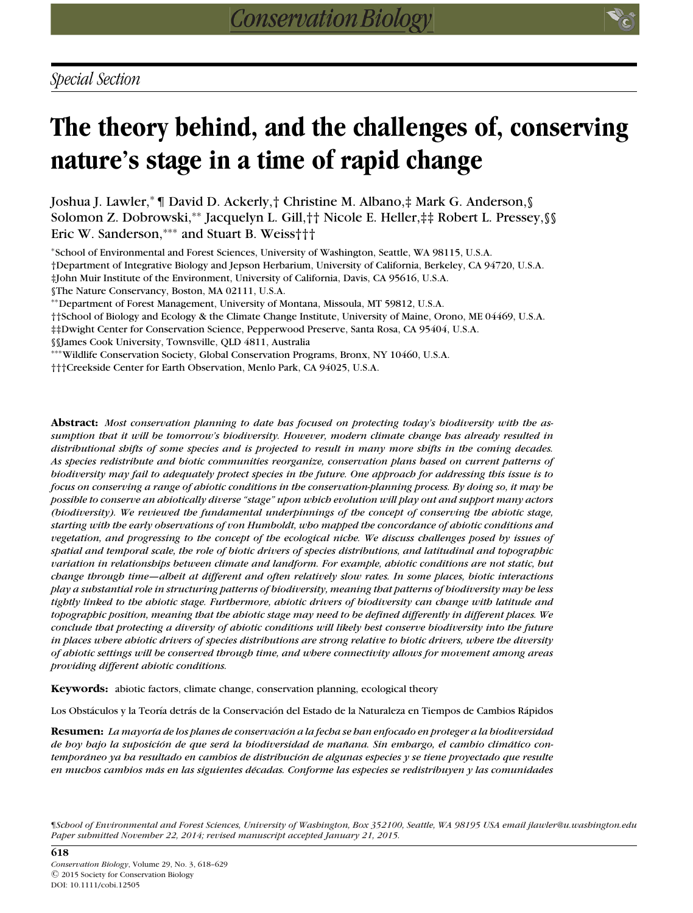*Special Section*

# The theory behind, and the challenges of, conserving nature's stage in a time of rapid change

Joshua J. Lawler,* ¶ David D. Ackerly,† Christine M. Albano,‡ Mark G. Anderson,§ Solomon Z. Dobrowski,** Jacquelyn L. Gill,†† Nicole E. Heller,‡‡ Robert L. Pressey,§§ Eric W. Sanderson,*** and Stuart B. Weiss†††

*School of Environmental and Forest Sciences, University of Washington, Seattle, WA 98115, U.S.A.

†Department of Integrative Biology and Jepson Herbarium, University of California, Berkeley, CA 94720, U.S.A.

‡John Muir Institute of the Environment, University of California, Davis, CA 95616, U.S.A.

§The Nature Conservancy, Boston, MA 02111, U.S.A.

**Department of Forest Management, University of Montana, Missoula, MT 59812, U.S.A.

††School of Biology and Ecology & the Climate Change Institute, University of Maine, Orono, ME 04469, U.S.A.

‡‡Dwight Center for Conservation Science, Pepperwood Preserve, Santa Rosa, CA 95404, U.S.A.

§§James Cook University, Townsville, QLD 4811, Australia

***Wildlife Conservation Society, Global Conservation Programs, Bronx, NY 10460, U.S.A.

†††Creekside Center for Earth Observation, Menlo Park, CA 94025, U.S.A.

**Abstract:** *Most conservation planning to date has focused on protecting today's biodiversity with the assumption that it will be tomorrow's biodiversity. However, modern climate change has already resulted in distributional shifts of some species and is projected to result in many more shifts in the coming decades. As species redistribute and biotic communities reorganize, conservation plans based on current patterns of biodiversity may fail to adequately protect species in the future. One approach for addressing this issue is to focus on conserving a range of abiotic conditions in the conservation-planning process. By doing so, it may be possible to conserve an abiotically diverse "stage" upon which evolution will play out and support many actors (biodiversity). We reviewed the fundamental underpinnings of the concept of conserving the abiotic stage, starting with the early observations of von Humboldt, who mapped the concordance of abiotic conditions and vegetation, and progressing to the concept of the ecological niche. We discuss challenges posed by issues of spatial and temporal scale, the role of biotic drivers of species distributions, and latitudinal and topographic variation in relationships between climate and landform. For example, abiotic conditions are not static, but change through time—albeit at different and often relatively slow rates. In some places, biotic interactions play a substantial role in structuring patterns of biodiversity, meaning that patterns of biodiversity may be less tightly linked to the abiotic stage. Furthermore, abiotic drivers of biodiversity can change with latitude and topographic position, meaning that the abiotic stage may need to be defined differently in different places. We conclude that protecting a diversity of abiotic conditions will likely best conserve biodiversity into the future in places where abiotic drivers of species distributions are strong relative to biotic drivers, where the diversity of abiotic settings will be conserved through time, and where connectivity allows for movement among areas providing different abiotic conditions.*

**Keywords:** abiotic factors, climate change, conservation planning, ecological theory

Los Obstáculos y la Teoría detrás de la Conservación del Estado de la Naturaleza en Tiempos de Cambios Rápidos

**Resumen:** *La mayoría de los planes de conservación a la fecha se han enfocado en proteger a la biodiversidad de hoy bajo la suposición de que será la biodiversidad de mañana. Sin embargo, el cambio climático contemporáneo ya ha resultado en cambios de distribución de algunas especies y se tiene proyectado que resulte en muchos cambios más en las siguientes décadas. Conforme las especies se redistribuyen y las comunidades*

¶*School of Environmental and Forest Sciences, University of Washington, Box 352100, Seattle, WA 98195 USA email jlawler@u.washington.edu*
*Paper submitted November 22, 2014; revised manuscript accepted January 21, 2015.*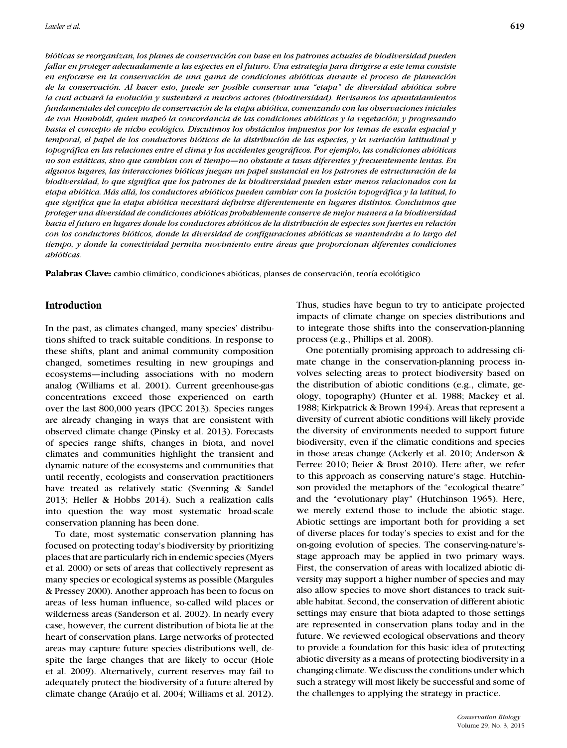*bióticas se reorganizan, los planes de conservación con base en los patrones actuales de biodiversidad pueden fallar en proteger adecuadamente a las especies en el futuro. Una estrategia para dirigirse a este tema consiste en enfocarse en la conservación de una gama de condiciones abióticas durante el proceso de planeación de la conservación. Al hacer esto, puede ser posible conservar una "etapa" de diversidad abiótica sobre la cual actuará la evolución y sustentará a muchos actores (biodiversidad). Revisamos los apuntalamientos fundamentales del concepto de conservación de la etapa abiótica, comenzando con las observaciones iniciales de von Humboldt, quien mapeó la concordancia de las condiciones abióticas y la vegetación; y progresando hasta el concepto de nicho ecológico. Discutimos los obstáculos impuestos por los temas de escala espacial y temporal, el papel de los conductores bióticos de la distribución de las especies, y la variación latitudinal y topográfica en las relaciones entre el clima y los accidentes geográficos. Por ejemplo, las condiciones abióticas no son estáticas, sino que cambian con el tiempo—no obstante a tasas diferentes y frecuentemente lentas. En algunos lugares, las interacciones bióticas juegan un papel sustancial en los patrones de estructuración de la biodiversidad, lo que significa que los patrones de la biodiversidad pueden estar menos relacionados con la etapa abiótica. Más allá, los conductores abióticos pueden cambiar con la posición topográfica y la latitud, lo que significa que la etapa abiótica necesitará definirse diferentemente en lugares distintos. Concluimos que proteger una diversidad de condiciones abióticas probablemente conserve de mejor manera a la biodiversidad hacia el futuro en lugares donde los conductores abióticos de la distribución de especies son fuertes en relación con los conductores bióticos, donde la diversidad de configuraciones abióticas se mantendrán a lo largo del tiempo, y donde la conectividad permita movimiento entre áreas que proporcionan diferentes condiciones abióticas.*

**Palabras Clave:** cambio climático, condiciones abióticas, planses de conservación, teoría ecolótigico

## Introduction

In the past, as climates changed, many species' distributions shifted to track suitable conditions. In response to these shifts, plant and animal community composition changed, sometimes resulting in new groupings and ecosystems—including associations with no modern analog (Williams et al. 2001). Current greenhouse-gas concentrations exceed those experienced on earth over the last 800,000 years (IPCC 2013). Species ranges are already changing in ways that are consistent with observed climate change (Pinsky et al. 2013). Forecasts of species range shifts, changes in biota, and novel climates and communities highlight the transient and dynamic nature of the ecosystems and communities that until recently, ecologists and conservation practitioners have treated as relatively static (Svenning & Sandel 2013; Heller & Hobbs 2014). Such a realization calls into question the way most systematic broad-scale conservation planning has been done.

To date, most systematic conservation planning has focused on protecting today's biodiversity by prioritizing places that are particularly rich in endemic species (Myers et al. 2000) or sets of areas that collectively represent as many species or ecological systems as possible (Margules & Pressey 2000). Another approach has been to focus on areas of less human influence, so-called wild places or wilderness areas (Sanderson et al. 2002). In nearly every case, however, the current distribution of biota lie at the heart of conservation plans. Large networks of protected areas may capture future species distributions well, despite the large changes that are likely to occur (Hole et al. 2009). Alternatively, current reserves may fail to adequately protect the biodiversity of a future altered by climate change (Araújo et al. 2004; Williams et al. 2012). Thus, studies have begun to try to anticipate projected impacts of climate change on species distributions and to integrate those shifts into the conservation-planning process (e.g., Phillips et al. 2008).

One potentially promising approach to addressing climate change in the conservation-planning process involves selecting areas to protect biodiversity based on the distribution of abiotic conditions (e.g., climate, geology, topography) (Hunter et al. 1988; Mackey et al. 1988; Kirkpatrick & Brown 1994). Areas that represent a diversity of current abiotic conditions will likely provide the diversity of environments needed to support future biodiversity, even if the climatic conditions and species in those areas change (Ackerly et al. 2010; Anderson & Ferree 2010; Beier & Brost 2010). Here after, we refer to this approach as conserving nature's stage. Hutchinson provided the metaphors of the "ecological theatre" and the "evolutionary play" (Hutchinson 1965). Here, we merely extend those to include the abiotic stage. Abiotic settings are important both for providing a set of diverse places for today's species to exist and for the on-going evolution of species. The conserving-nature's-stage approach may be applied in two primary ways. First, the conservation of areas with localized abiotic diversity may support a higher number of species and may also allow species to move short distances to track suitable habitat. Second, the conservation of different abiotic settings may ensure that biota adapted to those settings are represented in conservation plans today and in the future. We reviewed ecological observations and theory to provide a foundation for this basic idea of protecting abiotic diversity as a means of protecting biodiversity in a changing climate. We discuss the conditions under which such a strategy will most likely be successful and some of the challenges to applying the strategy in practice.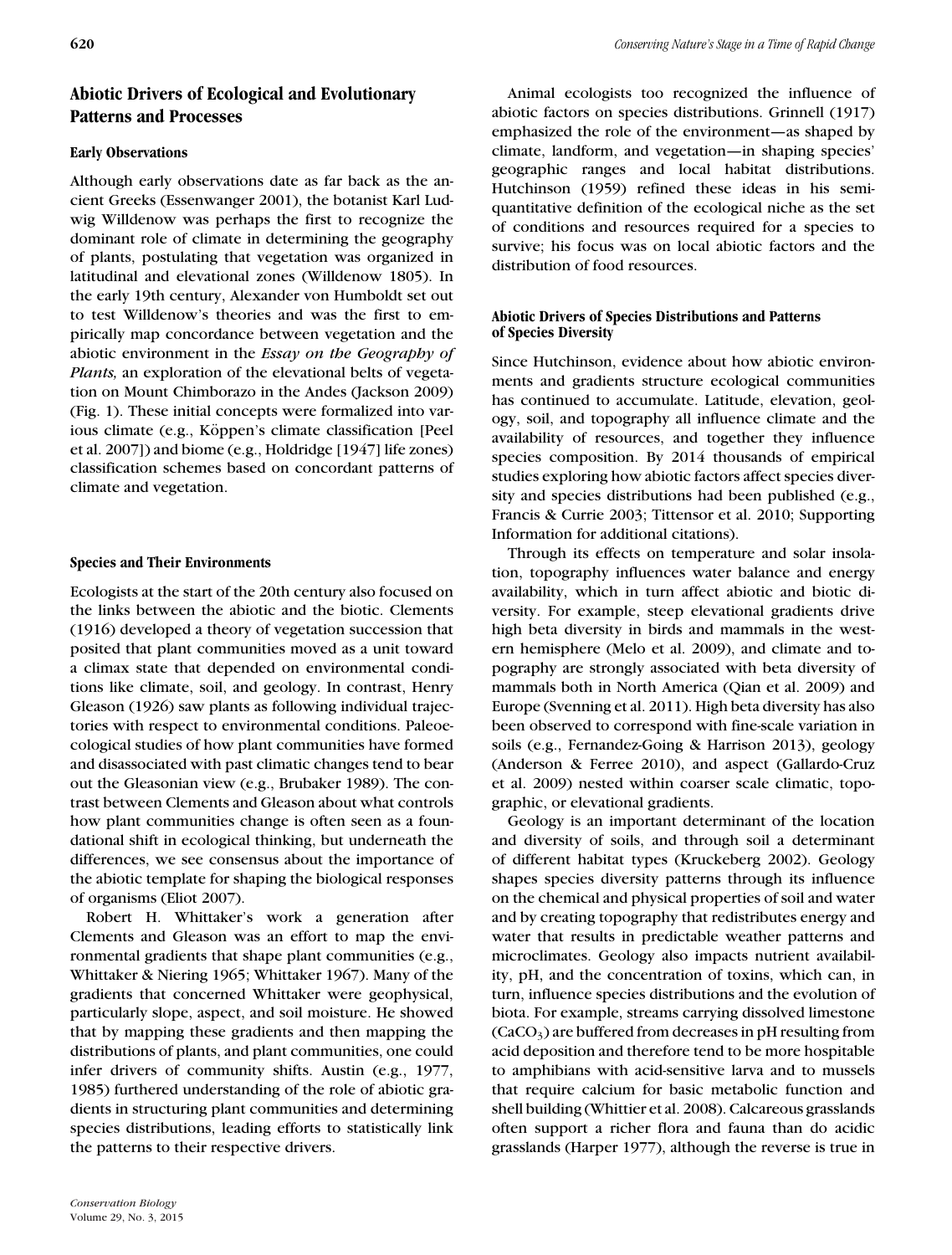## Abiotic Drivers of Ecological and Evolutionary Patterns and Processes

### Early Observations

Although early observations date as far back as the ancient Greeks (Essenwanger 2001), the botanist Karl Ludwig Willdenow was perhaps the first to recognize the dominant role of climate in determining the geography of plants, postulating that vegetation was organized in latitudinal and elevational zones (Willdenow 1805). In the early 19th century, Alexander von Humboldt set out to test Willdenow's theories and was the first to empirically map concordance between vegetation and the abiotic environment in the *Essay on the Geography of Plants,* an exploration of the elevational belts of vegetation on Mount Chimborazo in the Andes (Jackson 2009) (Fig. 1). These initial concepts were formalized into various climate (e.g., Köppen's climate classification [Peel et al. 2007]) and biome (e.g., Holdridge [1947] life zones) classification schemes based on concordant patterns of climate and vegetation.

### Species and Their Environments

Ecologists at the start of the 20th century also focused on the links between the abiotic and the biotic. Clements (1916) developed a theory of vegetation succession that posited that plant communities moved as a unit toward a climax state that depended on environmental conditions like climate, soil, and geology. In contrast, Henry Gleason (1926) saw plants as following individual trajectories with respect to environmental conditions. Paleoecological studies of how plant communities have formed and disassociated with past climatic changes tend to bear out the Gleasonian view (e.g., Brubaker 1989). The contrast between Clements and Gleason about what controls how plant communities change is often seen as a foundational shift in ecological thinking, but underneath the differences, we see consensus about the importance of the abiotic template for shaping the biological responses of organisms (Eliot 2007).

Robert H. Whittaker's work a generation after Clements and Gleason was an effort to map the environmental gradients that shape plant communities (e.g., Whittaker & Niering 1965; Whittaker 1967). Many of the gradients that concerned Whittaker were geophysical, particularly slope, aspect, and soil moisture. He showed that by mapping these gradients and then mapping the distributions of plants, and plant communities, one could infer drivers of community shifts. Austin (e.g., 1977, 1985) furthered understanding of the role of abiotic gradients in structuring plant communities and determining species distributions, leading efforts to statistically link the patterns to their respective drivers.

Animal ecologists too recognized the influence of abiotic factors on species distributions. Grinnell (1917) emphasized the role of the environment—as shaped by climate, landform, and vegetation—in shaping species' geographic ranges and local habitat distributions. Hutchinson (1959) refined these ideas in his semi-quantitative definition of the ecological niche as the set of conditions and resources required for a species to survive; his focus was on local abiotic factors and the distribution of food resources.

### Abiotic Drivers of Species Distributions and Patterns of Species Diversity

Since Hutchinson, evidence about how abiotic environments and gradients structure ecological communities has continued to accumulate. Latitude, elevation, geology, soil, and topography all influence climate and the availability of resources, and together they influence species composition. By 2014 thousands of empirical studies exploring how abiotic factors affect species diversity and species distributions had been published (e.g., Francis & Currie 2003; Tittensor et al. 2010; Supporting Information for additional citations).

Through its effects on temperature and solar insolation, topography influences water balance and energy availability, which in turn affect abiotic and biotic diversity. For example, steep elevational gradients drive high beta diversity in birds and mammals in the western hemisphere (Melo et al. 2009), and climate and topography are strongly associated with beta diversity of mammals both in North America (Qian et al. 2009) and Europe (Svenning et al. 2011). High beta diversity has also been observed to correspond with fine-scale variation in soils (e.g., Fernandez-Going & Harrison 2013), geology (Anderson & Ferree 2010), and aspect (Gallardo-Cruz et al. 2009) nested within coarser scale climatic, topographic, or elevational gradients.

Geology is an important determinant of the location and diversity of soils, and through soil a determinant of different habitat types (Kruckeberg 2002). Geology shapes species diversity patterns through its influence on the chemical and physical properties of soil and water and by creating topography that redistributes energy and water that results in predictable weather patterns and microclimates. Geology also impacts nutrient availability, pH, and the concentration of toxins, which can, in turn, influence species distributions and the evolution of biota. For example, streams carrying dissolved limestone ($CaCO_3$) are buffered from decreases in pH resulting from acid deposition and therefore tend to be more hospitable to amphibians with acid-sensitive larva and to mussels that require calcium for basic metabolic function and shell building (Whittier et al. 2008). Calcareous grasslands often support a richer flora and fauna than do acidic grasslands (Harper 1977), although the reverse is true in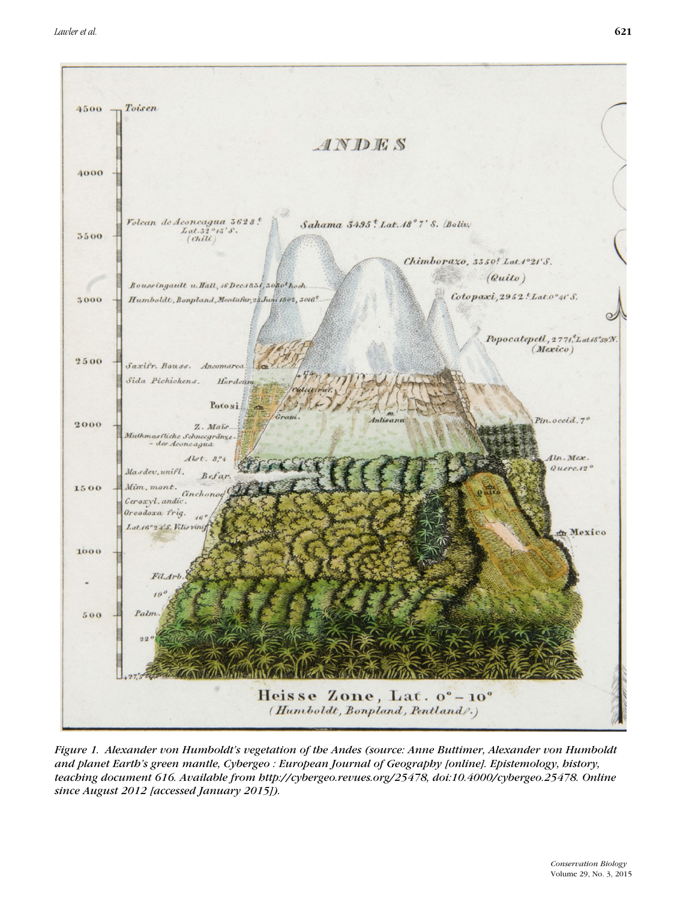*Figure 1. Alexander von Humboldt's vegetation of the Andes (source: Anne Buttimer, Alexander von Humboldt and planet Earth's green mantle, Cybergeo : European Journal of Geography [online]. Epistemology, history, teaching document 616. Available from http://cybergeo.revues.org/25478, doi:10.4000/cybergeo.25478. Online since August 2012 [accessed January 2015]).*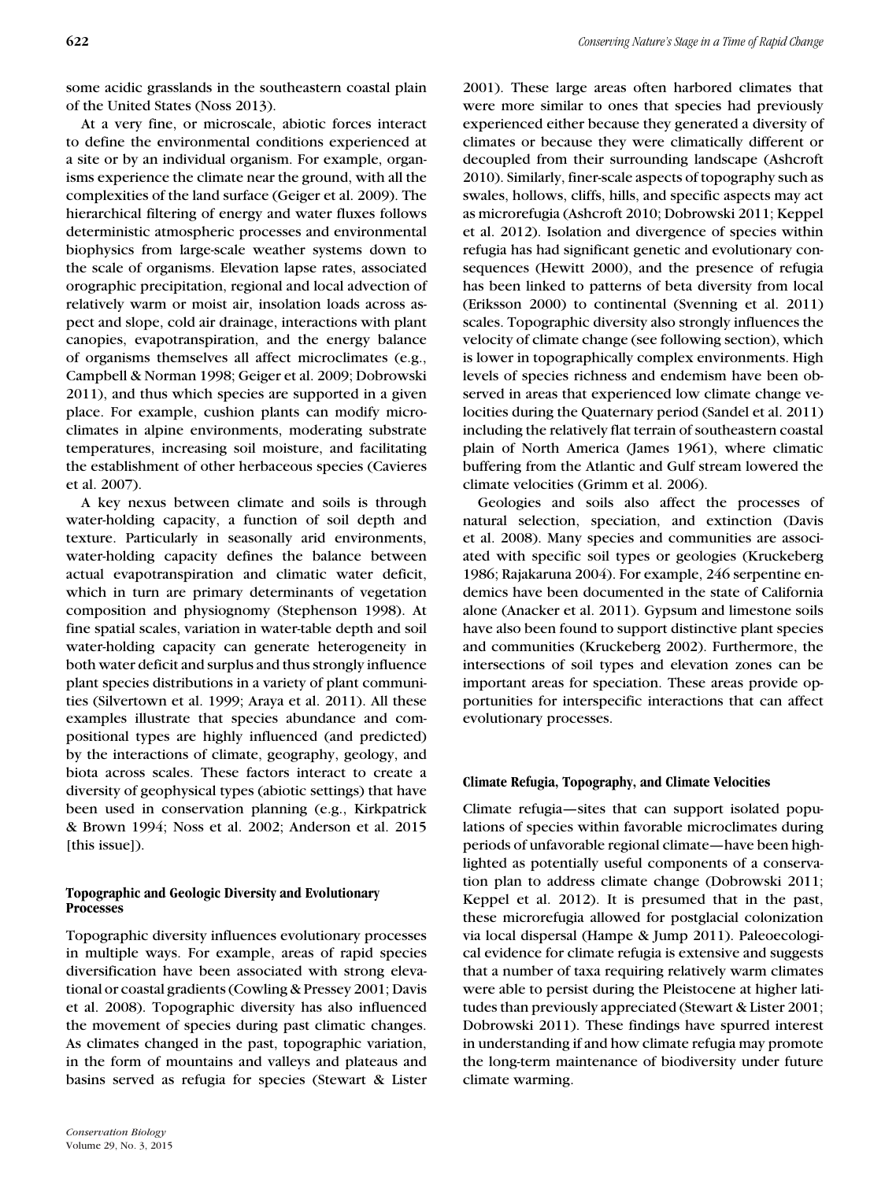some acidic grasslands in the southeastern coastal plain of the United States (Noss 2013).

At a very fine, or microscale, abiotic forces interact to define the environmental conditions experienced at a site or by an individual organism. For example, organisms experience the climate near the ground, with all the complexities of the land surface (Geiger et al. 2009). The hierarchical filtering of energy and water fluxes follows deterministic atmospheric processes and environmental biophysics from large-scale weather systems down to the scale of organisms. Elevation lapse rates, associated orographic precipitation, regional and local advection of relatively warm or moist air, insolation loads across aspect and slope, cold air drainage, interactions with plant canopies, evapotranspiration, and the energy balance of organisms themselves all affect microclimates (e.g., Campbell & Norman 1998; Geiger et al. 2009; Dobrowski 2011), and thus which species are supported in a given place. For example, cushion plants can modify microclimates in alpine environments, moderating substrate temperatures, increasing soil moisture, and facilitating the establishment of other herbaceous species (Cavieres et al. 2007).

A key nexus between climate and soils is through water-holding capacity, a function of soil depth and texture. Particularly in seasonally arid environments, water-holding capacity defines the balance between actual evapotranspiration and climatic water deficit, which in turn are primary determinants of vegetation composition and physiognomy (Stephenson 1998). At fine spatial scales, variation in water-table depth and soil water-holding capacity can generate heterogeneity in both water deficit and surplus and thus strongly influence plant species distributions in a variety of plant communities (Silvertown et al. 1999; Araya et al. 2011). All these examples illustrate that species abundance and compositional types are highly influenced (and predicted) by the interactions of climate, geography, geology, and biota across scales. These factors interact to create a diversity of geophysical types (abiotic settings) that have been used in conservation planning (e.g., Kirkpatrick & Brown 1994; Noss et al. 2002; Anderson et al. 2015 [this issue]).

### Topographic and Geologic Diversity and Evolutionary Processes

Topographic diversity influences evolutionary processes in multiple ways. For example, areas of rapid species diversification have been associated with strong elevational or coastal gradients (Cowling & Pressey 2001; Davis et al. 2008). Topographic diversity has also influenced the movement of species during past climatic changes. As climates changed in the past, topographic variation, in the form of mountains and valleys and plateaus and basins served as refugia for species (Stewart & Lister 2001). These large areas often harbored climates that were more similar to ones that species had previously experienced either because they generated a diversity of climates or because they were climatically different or decoupled from their surrounding landscape (Ashcroft 2010). Similarly, finer-scale aspects of topography such as swales, hollows, cliffs, hills, and specific aspects may act as microrefugia (Ashcroft 2010; Dobrowski 2011; Keppel et al. 2012). Isolation and divergence of species within refugia has had significant genetic and evolutionary consequences (Hewitt 2000), and the presence of refugia has been linked to patterns of beta diversity from local (Eriksson 2000) to continental (Svenning et al. 2011) scales. Topographic diversity also strongly influences the velocity of climate change (see following section), which is lower in topographically complex environments. High levels of species richness and endemism have been observed in areas that experienced low climate change velocities during the Quaternary period (Sandel et al. 2011) including the relatively flat terrain of southeastern coastal plain of North America (James 1961), where climatic buffering from the Atlantic and Gulf stream lowered the climate velocities (Grimm et al. 2006).

Geologies and soils also affect the processes of natural selection, speciation, and extinction (Davis et al. 2008). Many species and communities are associated with specific soil types or geologies (Kruckeberg 1986; Rajakaruna 2004). For example, 246 serpentine endemics have been documented in the state of California alone (Anacker et al. 2011). Gypsum and limestone soils have also been found to support distinctive plant species and communities (Kruckeberg 2002). Furthermore, the intersections of soil types and elevation zones can be important areas for speciation. These areas provide opportunities for interspecific interactions that can affect evolutionary processes.

### Climate Refugia, Topography, and Climate Velocities

Climate refugia—sites that can support isolated populations of species within favorable microclimates during periods of unfavorable regional climate—have been highlighted as potentially useful components of a conservation plan to address climate change (Dobrowski 2011; Keppel et al. 2012). It is presumed that in the past, these microrefugia allowed for postglacial colonization via local dispersal (Hampe & Jump 2011). Paleoecological evidence for climate refugia is extensive and suggests that a number of taxa requiring relatively warm climates were able to persist during the Pleistocene at higher latitudes than previously appreciated (Stewart & Lister 2001; Dobrowski 2011). These findings have spurred interest in understanding if and how climate refugia may promote the long-term maintenance of biodiversity under future climate warming.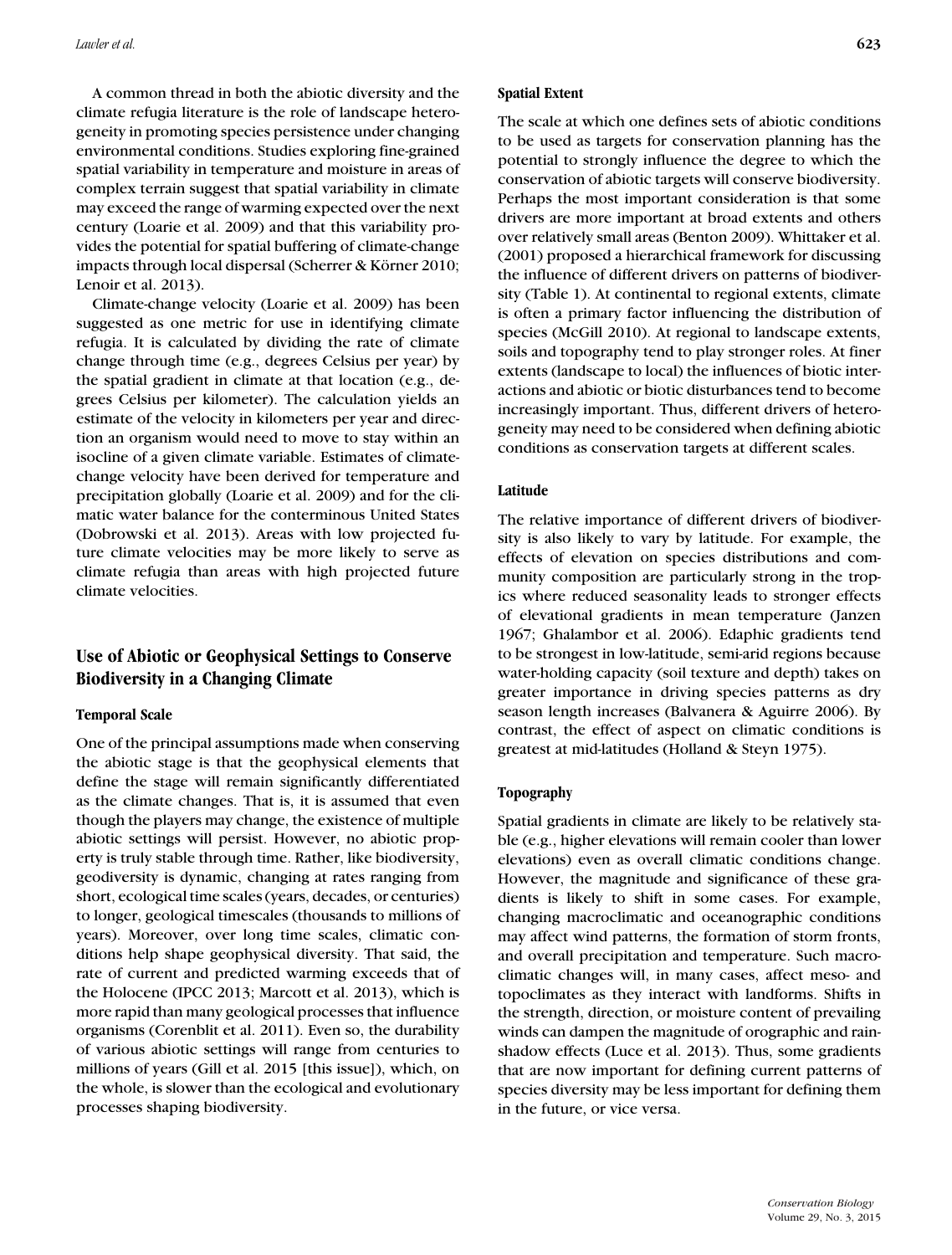A common thread in both the abiotic diversity and the climate refugia literature is the role of landscape heterogeneity in promoting species persistence under changing environmental conditions. Studies exploring fine-grained spatial variability in temperature and moisture in areas of complex terrain suggest that spatial variability in climate may exceed the range of warming expected over the next century (Loarie et al. 2009) and that this variability provides the potential for spatial buffering of climate-change impacts through local dispersal (Scherrer & Körner 2010; Lenoir et al. 2013).

Climate-change velocity (Loarie et al. 2009) has been suggested as one metric for use in identifying climate refugia. It is calculated by dividing the rate of climate change through time (e.g., degrees Celsius per year) by the spatial gradient in climate at that location (e.g., degrees Celsius per kilometer). The calculation yields an estimate of the velocity in kilometers per year and direction an organism would need to move to stay within an isocline of a given climate variable. Estimates of climate-change velocity have been derived for temperature and precipitation globally (Loarie et al. 2009) and for the climatic water balance for the conterminous United States (Dobrowski et al. 2013). Areas with low projected future climate velocities may be more likely to serve as climate refugia than areas with high projected future climate velocities.

## Use of Abiotic or Geophysical Settings to Conserve Biodiversity in a Changing Climate

### Temporal Scale

One of the principal assumptions made when conserving the abiotic stage is that the geophysical elements that define the stage will remain significantly differentiated as the climate changes. That is, it is assumed that even though the players may change, the existence of multiple abiotic settings will persist. However, no abiotic property is truly stable through time. Rather, like biodiversity, geodiversity is dynamic, changing at rates ranging from short, ecological time scales (years, decades, or centuries) to longer, geological timescales (thousands to millions of years). Moreover, over long time scales, climatic conditions help shape geophysical diversity. That said, the rate of current and predicted warming exceeds that of the Holocene (IPCC 2013; Marcott et al. 2013), which is more rapid than many geological processes that influence organisms (Corenblit et al. 2011). Even so, the durability of various abiotic settings will range from centuries to millions of years (Gill et al. 2015 [this issue]), which, on the whole, is slower than the ecological and evolutionary processes shaping biodiversity.

### Spatial Extent

The scale at which one defines sets of abiotic conditions to be used as targets for conservation planning has the potential to strongly influence the degree to which the conservation of abiotic targets will conserve biodiversity. Perhaps the most important consideration is that some drivers are more important at broad extents and others over relatively small areas (Benton 2009). Whittaker et al. (2001) proposed a hierarchical framework for discussing the influence of different drivers on patterns of biodiversity (Table 1). At continental to regional extents, climate is often a primary factor influencing the distribution of species (McGill 2010). At regional to landscape extents, soils and topography tend to play stronger roles. At finer extents (landscape to local) the influences of biotic interactions and abiotic or biotic disturbances tend to become increasingly important. Thus, different drivers of heterogeneity may need to be considered when defining abiotic conditions as conservation targets at different scales.

### Latitude

The relative importance of different drivers of biodiversity is also likely to vary by latitude. For example, the effects of elevation on species distributions and community composition are particularly strong in the tropics where reduced seasonality leads to stronger effects of elevational gradients in mean temperature (Janzen 1967; Ghalambor et al. 2006). Edaphic gradients tend to be strongest in low-latitude, semi-arid regions because water-holding capacity (soil texture and depth) takes on greater importance in driving species patterns as dry season length increases (Balvanera & Aguirre 2006). By contrast, the effect of aspect on climatic conditions is greatest at mid-latitudes (Holland & Steyn 1975).

### Topography

Spatial gradients in climate are likely to be relatively stable (e.g., higher elevations will remain cooler than lower elevations) even as overall climatic conditions change. However, the magnitude and significance of these gradients is likely to shift in some cases. For example, changing macroclimatic and oceanographic conditions may affect wind patterns, the formation of storm fronts, and overall precipitation and temperature. Such macroclimatic changes will, in many cases, affect meso- and topoclimates as they interact with landforms. Shifts in the strength, direction, or moisture content of prevailing winds can dampen the magnitude of orographic and rain-shadow effects (Luce et al. 2013). Thus, some gradients that are now important for defining current patterns of species diversity may be less important for defining them in the future, or vice versa.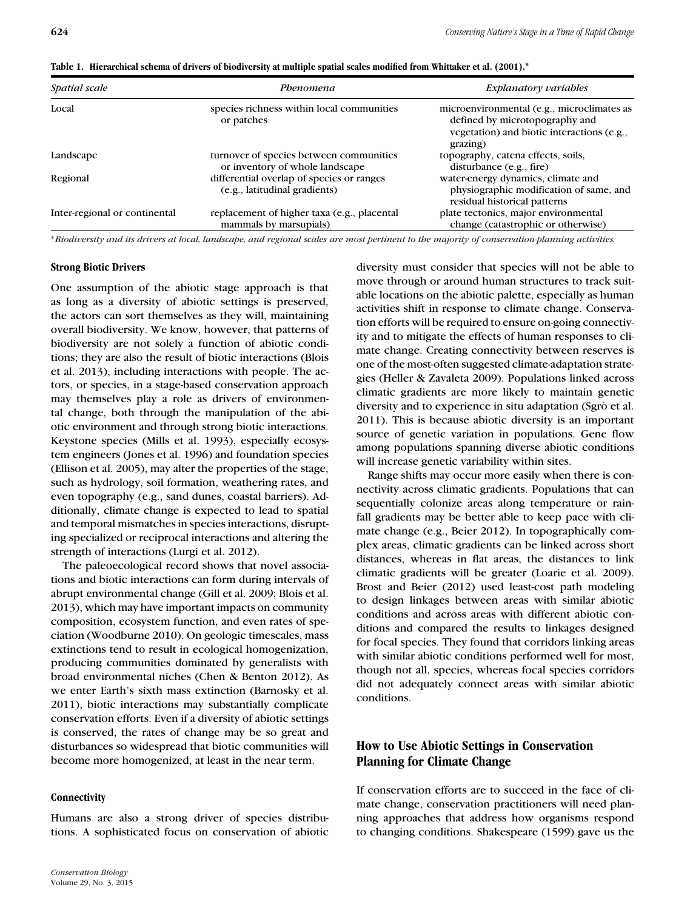**Table 1. Hierarchical schema of drivers of biodiversity at multiple spatial scales modified from Whittaker et al. (2001).***

| *Spatial scale* | *Phenomena* | *Explanatory variables* |
|---|---|---|
| Local | species richness within local communities or patches | microenvironmental (e.g., microclimates as defined by microtopography and vegetation) and biotic interactions (e.g., grazing) |
| Landscape | turnover of species between communities or inventory of whole landscape | topography, catena effects, soils, disturbance (e.g., fire) |
| Regional | differential overlap of species or ranges (e.g., latitudinal gradients) | water-energy dynamics, climate and physiographic modification of same, and residual historical patterns |
| Inter-regional or continental | replacement of higher taxa (e.g., placental mammals by marsupials) | plate tectonics, major environmental change (catastrophic or otherwise) |

**Biodiversity and its drivers at local, landscape, and regional scales are most pertinent to the majority of conservation-planning activities.*

### Strong Biotic Drivers

One assumption of the abiotic stage approach is that as long as a diversity of abiotic settings is preserved, the actors can sort themselves as they will, maintaining overall biodiversity. We know, however, that patterns of biodiversity are not solely a function of abiotic conditions; they are also the result of biotic interactions (Blois et al. 2013), including interactions with people. The actors, or species, in a stage-based conservation approach may themselves play a role as drivers of environmental change, both through the manipulation of the abiotic environment and through strong biotic interactions. Keystone species (Mills et al. 1993), especially ecosystem engineers (Jones et al. 1996) and foundation species (Ellison et al. 2005), may alter the properties of the stage, such as hydrology, soil formation, weathering rates, and even topography (e.g., sand dunes, coastal barriers). Additionally, climate change is expected to lead to spatial and temporal mismatches in species interactions, disrupting specialized or reciprocal interactions and altering the strength of interactions (Lurgi et al. 2012).

The paleoecological record shows that novel associations and biotic interactions can form during intervals of abrupt environmental change (Gill et al. 2009; Blois et al. 2013), which may have important impacts on community composition, ecosystem function, and even rates of speciation (Woodburne 2010). On geologic timescales, mass extinctions tend to result in ecological homogenization, producing communities dominated by generalists with broad environmental niches (Chen & Benton 2012). As we enter Earth's sixth mass extinction (Barnosky et al. 2011), biotic interactions may substantially complicate conservation efforts. Even if a diversity of abiotic settings is conserved, the rates of change may be so great and disturbances so widespread that biotic communities will become more homogenized, at least in the near term.

### Connectivity

Humans are also a strong driver of species distributions. A sophisticated focus on conservation of abiotic diversity must consider that species will not be able to move through or around human structures to track suitable locations on the abiotic palette, especially as human activities shift in response to climate change. Conservation efforts will be required to ensure on-going connectivity and to mitigate the effects of human responses to climate change. Creating connectivity between reserves is one of the most-often suggested climate-adaptation strategies (Heller & Zavaleta 2009). Populations linked across climatic gradients are more likely to maintain genetic diversity and to experience in situ adaptation (Sgrò et al. 2011). This is because abiotic diversity is an important source of genetic variation in populations. Gene flow among populations spanning diverse abiotic conditions will increase genetic variability within sites.

Range shifts may occur more easily when there is connectivity across climatic gradients. Populations that can sequentially colonize areas along temperature or rainfall gradients may be better able to keep pace with climate change (e.g., Beier 2012). In topographically complex areas, climatic gradients can be linked across short distances, whereas in flat areas, the distances to link climatic gradients will be greater (Loarie et al. 2009). Brost and Beier (2012) used least-cost path modeling to design linkages between areas with similar abiotic conditions and across areas with different abiotic conditions and compared the results to linkages designed for focal species. They found that corridors linking areas with similar abiotic conditions performed well for most, though not all, species, whereas focal species corridors did not adequately connect areas with similar abiotic conditions.

## How to Use Abiotic Settings in Conservation Planning for Climate Change

If conservation efforts are to succeed in the face of climate change, conservation practitioners will need planning approaches that address how organisms respond to changing conditions. Shakespeare (1599) gave us the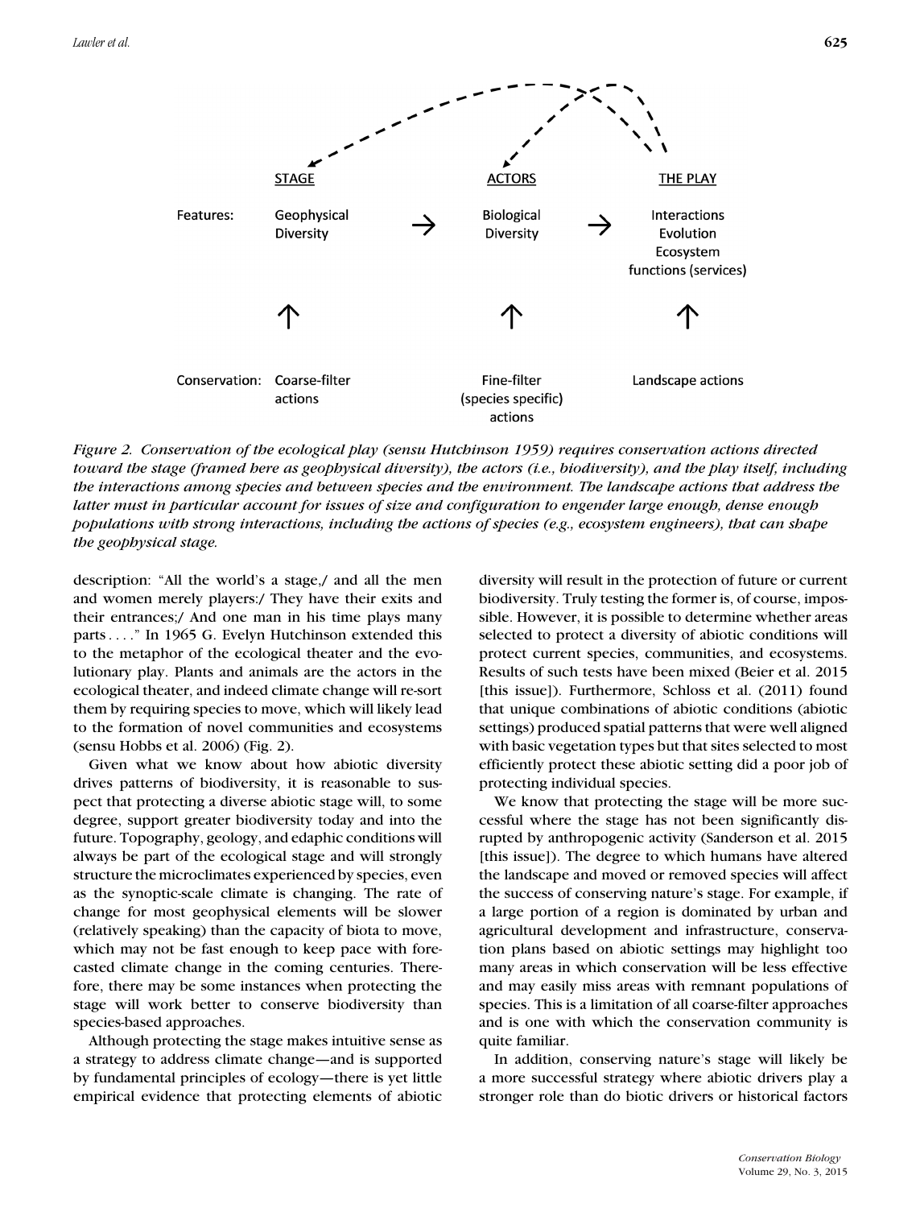| | STAGE | | ACTORS | | THE PLAY |
|---|---|---|---|---|---|
| Features: | Geophysical Diversity | → | Biological Diversity | → | Interactions Evolution Ecosystem functions (services) |
| | ↑ | | ↑ | | ↑ |
| Conservation: | Coarse-filter actions | | Fine-filter (species specific) actions | | Landscape actions |

*Figure 2. Conservation of the ecological play (sensu Hutchinson 1959) requires conservation actions directed toward the stage (framed here as geophysical diversity), the actors (i.e., biodiversity), and the play itself, including the interactions among species and between species and the environment. The landscape actions that address the latter must in particular account for issues of size and configuration to engender large enough, dense enough populations with strong interactions, including the actions of species (e.g., ecosystem engineers), that can shape the geophysical stage.*

description: "All the world's a stage,/ and all the men and women merely players:/ They have their exits and their entrances;/ And one man in his time plays many parts . . . ." In 1965 G. Evelyn Hutchinson extended this to the metaphor of the ecological theater and the evolutionary play. Plants and animals are the actors in the ecological theater, and indeed climate change will re-sort them by requiring species to move, which will likely lead to the formation of novel communities and ecosystems (sensu Hobbs et al. 2006) (Fig. 2).

Given what we know about how abiotic diversity drives patterns of biodiversity, it is reasonable to suspect that protecting a diverse abiotic stage will, to some degree, support greater biodiversity today and into the future. Topography, geology, and edaphic conditions will always be part of the ecological stage and will strongly structure the microclimates experienced by species, even as the synoptic-scale climate is changing. The rate of change for most geophysical elements will be slower (relatively speaking) than the capacity of biota to move, which may not be fast enough to keep pace with forecasted climate change in the coming centuries. Therefore, there may be some instances when protecting the stage will work better to conserve biodiversity than species-based approaches.

Although protecting the stage makes intuitive sense as a strategy to address climate change—and is supported by fundamental principles of ecology—there is yet little empirical evidence that protecting elements of abiotic diversity will result in the protection of future or current biodiversity. Truly testing the former is, of course, impossible. However, it is possible to determine whether areas selected to protect a diversity of abiotic conditions will protect current species, communities, and ecosystems. Results of such tests have been mixed (Beier et al. 2015 [this issue]). Furthermore, Schloss et al. (2011) found that unique combinations of abiotic conditions (abiotic settings) produced spatial patterns that were well aligned with basic vegetation types but that sites selected to most efficiently protect these abiotic setting did a poor job of protecting individual species.

We know that protecting the stage will be more successful where the stage has not been significantly disrupted by anthropogenic activity (Sanderson et al. 2015 [this issue]). The degree to which humans have altered the landscape and moved or removed species will affect the success of conserving nature's stage. For example, if a large portion of a region is dominated by urban and agricultural development and infrastructure, conservation plans based on abiotic settings may highlight too many areas in which conservation will be less effective and may easily miss areas with remnant populations of species. This is a limitation of all coarse-filter approaches and is one with which the conservation community is quite familiar.

In addition, conserving nature's stage will likely be a more successful strategy where abiotic drivers play a stronger role than do biotic drivers or historical factors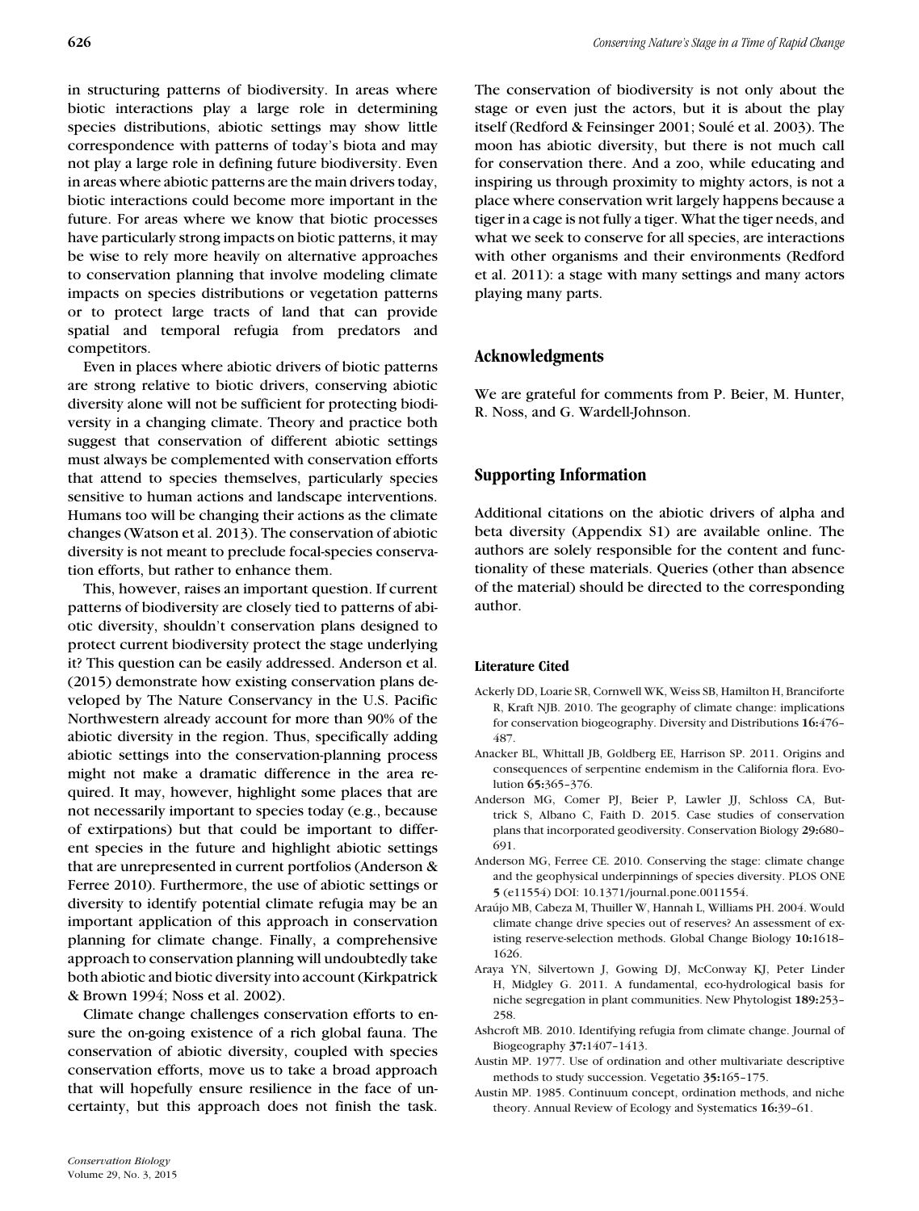in structuring patterns of biodiversity. In areas where biotic interactions play a large role in determining species distributions, abiotic settings may show little correspondence with patterns of today's biota and may not play a large role in defining future biodiversity. Even in areas where abiotic patterns are the main drivers today, biotic interactions could become more important in the future. For areas where we know that biotic processes have particularly strong impacts on biotic patterns, it may be wise to rely more heavily on alternative approaches to conservation planning that involve modeling climate impacts on species distributions or vegetation patterns or to protect large tracts of land that can provide spatial and temporal refugia from predators and competitors.

Even in places where abiotic drivers of biotic patterns are strong relative to biotic drivers, conserving abiotic diversity alone will not be sufficient for protecting biodiversity in a changing climate. Theory and practice both suggest that conservation of different abiotic settings must always be complemented with conservation efforts that attend to species themselves, particularly species sensitive to human actions and landscape interventions. Humans too will be changing their actions as the climate changes (Watson et al. 2013). The conservation of abiotic diversity is not meant to preclude focal-species conservation efforts, but rather to enhance them.

This, however, raises an important question. If current patterns of biodiversity are closely tied to patterns of abiotic diversity, shouldn't conservation plans designed to protect current biodiversity protect the stage underlying it? This question can be easily addressed. Anderson et al. (2015) demonstrate how existing conservation plans developed by The Nature Conservancy in the U.S. Pacific Northwestern already account for more than 90% of the abiotic diversity in the region. Thus, specifically adding abiotic settings into the conservation-planning process might not make a dramatic difference in the area required. It may, however, highlight some places that are not necessarily important to species today (e.g., because of extirpations) but that could be important to different species in the future and highlight abiotic settings that are unrepresented in current portfolios (Anderson & Ferree 2010). Furthermore, the use of abiotic settings or diversity to identify potential climate refugia may be an important application of this approach in conservation planning for climate change. Finally, a comprehensive approach to conservation planning will undoubtedly take both abiotic and biotic diversity into account (Kirkpatrick & Brown 1994; Noss et al. 2002).

Climate change challenges conservation efforts to ensure the on-going existence of a rich global fauna. The conservation of abiotic diversity, coupled with species conservation efforts, move us to take a broad approach that will hopefully ensure resilience in the face of uncertainty, but this approach does not finish the task. The conservation of biodiversity is not only about the stage or even just the actors, but it is about the play itself (Redford & Feinsinger 2001; Soulé et al. 2003). The moon has abiotic diversity, but there is not much call for conservation there. And a zoo, while educating and inspiring us through proximity to mighty actors, is not a place where conservation writ largely happens because a tiger in a cage is not fully a tiger. What the tiger needs, and what we seek to conserve for all species, are interactions with other organisms and their environments (Redford et al. 2011): a stage with many settings and many actors playing many parts.

## Acknowledgments

We are grateful for comments from P. Beier, M. Hunter, R. Noss, and G. Wardell-Johnson.

## Supporting Information

Additional citations on the abiotic drivers of alpha and beta diversity (Appendix S1) are available online. The authors are solely responsible for the content and functionality of these materials. Queries (other than absence of the material) should be directed to the corresponding author.

### Literature Cited

Ackerly DD, Loarie SR, Cornwell WK, Weiss SB, Hamilton H, Branciforte R, Kraft NJB. 2010. The geography of climate change: implications for conservation biogeography. Diversity and Distributions **16:**476–487.

Anacker BL, Whittall JB, Goldberg EE, Harrison SP. 2011. Origins and consequences of serpentine endemism in the California flora. Evolution **65:**365–376.

Anderson MG, Comer PJ, Beier P, Lawler JJ, Schloss CA, Buttrick S, Albano C, Faith D. 2015. Case studies of conservation plans that incorporated geodiversity. Conservation Biology **29:**680–691.

Anderson MG, Ferree CE. 2010. Conserving the stage: climate change and the geophysical underpinnings of species diversity. PLOS ONE **5** (e11554) DOI: 10.1371/journal.pone.0011554.

Araújo MB, Cabeza M, Thuiller W, Hannah L, Williams PH. 2004. Would climate change drive species out of reserves? An assessment of existing reserve-selection methods. Global Change Biology **10:**1618–1626.

Araya YN, Silvertown J, Gowing DJ, McConway KJ, Peter Linder H, Midgley G. 2011. A fundamental, eco-hydrological basis for niche segregation in plant communities. New Phytologist **189:**253–258.

Ashcroft MB. 2010. Identifying refugia from climate change. Journal of Biogeography **37:**1407–1413.

Austin MP. 1977. Use of ordination and other multivariate descriptive methods to study succession. Vegetatio **35:**165–175.

Austin MP. 1985. Continuum concept, ordination methods, and niche theory. Annual Review of Ecology and Systematics **16:**39–61.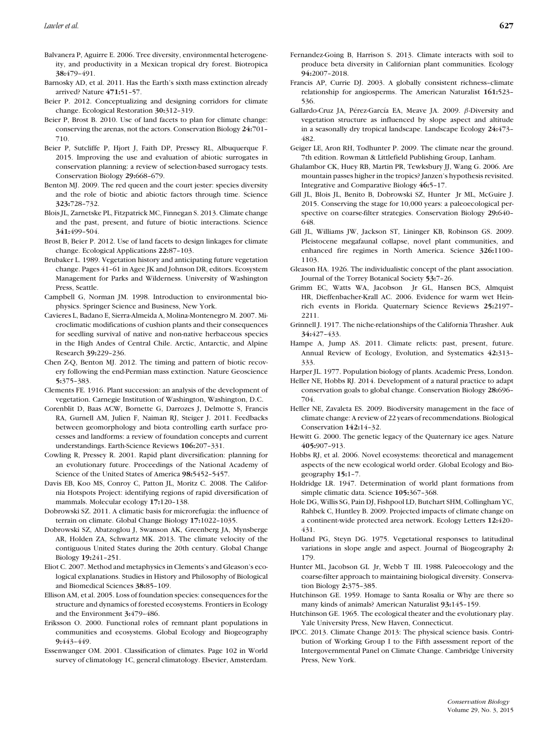Balvanera P, Aguirre E. 2006. Tree diversity, environmental heterogeneity, and productivity in a Mexican tropical dry forest. Biotropica **38:**479–491.

Barnosky AD, et al. 2011. Has the Earth's sixth mass extinction already arrived? Nature **471:**51–57.

Beier P. 2012. Conceptualizing and designing corridors for climate change. Ecological Restoration **30:**312–319.

Beier P, Brost B. 2010. Use of land facets to plan for climate change: conserving the arenas, not the actors. Conservation Biology **24:**701–710.

Beier P, Sutcliffe P, Hjort J, Faith DP, Pressey RL, Albuquerque F. 2015. Improving the use and evaluation of abiotic surrogates in conservation planning: a review of selection-based surrogacy tests. Conservation Biology **29:**668–679.

Benton MJ. 2009. The red queen and the court jester: species diversity and the role of biotic and abiotic factors through time. Science **323:**728–732.

Blois JL, Zarnetske PL, Fitzpatrick MC, Finnegan S. 2013. Climate change and the past, present, and future of biotic interactions. Science **341:**499–504.

Brost B, Beier P. 2012. Use of land facets to design linkages for climate change. Ecological Applications **22:**87–103.

Brubaker L. 1989. Vegetation history and anticipating future vegetation change. Pages 41–61 in Agee JK and Johnson DR, editors. Ecosystem Management for Parks and Wilderness. University of Washington Press, Seattle.

Campbell G, Norman JM. 1998. Introduction to environmental biophysics. Springer Science and Business, New York.

Cavieres L, Badano E, Sierra-Almeida A, Molina-Montenegro M. 2007. Microclimatic modifications of cushion plants and their consequences for seedling survival of native and non-native herbaceous species in the High Andes of Central Chile. Arctic, Antarctic, and Alpine Research **39:**229–236.

Chen Z-Q, Benton MJ. 2012. The timing and pattern of biotic recovery following the end-Permian mass extinction. Nature Geoscience **5:**375–383.

Clements FE. 1916. Plant succession: an analysis of the development of vegetation. Carnegie Institution of Washington, Washington, D.C.

Corenblit D, Baas ACW, Bornette G, Darrozes J, Delmotte S, Francis RA, Gurnell AM, Julien F, Naiman RJ, Steiger J. 2011. Feedbacks between geomorphology and biota controlling earth surface processes and landforms: a review of foundation concepts and current understandings. Earth-Science Reviews **106:**207–331.

Cowling R, Pressey R. 2001. Rapid plant diversification: planning for an evolutionary future. Proceedings of the National Academy of Science of the United States of America **98:**5452–5457.

Davis EB, Koo MS, Conroy C, Patton JL, Moritz C. 2008. The California Hotspots Project: identifying regions of rapid diversification of mammals. Molecular ecology **17:**120–138.

Dobrowski SZ. 2011. A climatic basis for microrefugia: the influence of terrain on climate. Global Change Biology **17:**1022–1035.

Dobrowski SZ, Abatzoglou J, Swanson AK, Greenberg JA, Mynsberge AR, Holden ZA, Schwartz MK. 2013. The climate velocity of the contiguous United States during the 20th century. Global Change Biology **19:**241–251.

Eliot C. 2007. Method and metaphysics in Clements's and Gleason's ecological explanations. Studies in History and Philosophy of Biological and Biomedical Sciences **38:**85–109.

Ellison AM, et al. 2005. Loss of foundation species: consequences for the structure and dynamics of forested ecosystems. Frontiers in Ecology and the Environment **3:**479–486.

Eriksson O. 2000. Functional roles of remnant plant populations in communities and ecosystems. Global Ecology and Biogeography **9:**443–449.

Essenwanger OM. 2001. Classification of climates. Page 102 in World survey of climatology 1C, general climatology. Elsevier, Amsterdam.

Fernandez-Going B, Harrison S. 2013. Climate interacts with soil to produce beta diversity in Californian plant communities. Ecology **94:**2007–2018.

Francis AP, Currie DJ. 2003. A globally consistent richness–climate relationship for angiosperms. The American Naturalist **161:**523–536.

Gallardo-Cruz JA, Pérez-García EA, Meave JA. 2009. $\beta$-Diversity and vegetation structure as influenced by slope aspect and altitude in a seasonally dry tropical landscape. Landscape Ecology **24:**473–482.

Geiger LE, Aron RH, Todhunter P. 2009. The climate near the ground. 7th edition. Rowman & Littlefield Publishing Group, Lanham.

Ghalambor CK, Huey RB, Martin PR, Tewksbury JJ, Wang G. 2006. Are mountain passes higher in the tropics? Janzen's hypothesis revisited. Integrative and Comparative Biology **46:**5–17.

Gill JL, Blois JL, Benito B, Dobrowski SZ, Hunter Jr ML, McGuire J. 2015. Conserving the stage for 10,000 years: a paleoecological perspective on coarse-filter strategies. Conservation Biology **29:**640–648.

Gill JL, Williams JW, Jackson ST, Lininger KB, Robinson GS. 2009. Pleistocene megafaunal collapse, novel plant communities, and enhanced fire regimes in North America. Science **326:**1100–1103.

Gleason HA. 1926. The individualistic concept of the plant association. Journal of the Torrey Botanical Society **53:**7–26.

Grimm EC, Watts WA, Jacobson Jr GL, Hansen BCS, Almquist HR, Dieffenbacher-Krall AC. 2006. Evidence for warm wet Heinrich events in Florida. Quaternary Science Reviews **25:**2197–2211.

Grinnell J. 1917. The niche-relationships of the California Thrasher. Auk **34:**427–433.

Hampe A, Jump AS. 2011. Climate relicts: past, present, future. Annual Review of Ecology, Evolution, and Systematics **42:**313–333.

Harper JL. 1977. Population biology of plants. Academic Press, London.

Heller NE, Hobbs RJ. 2014. Development of a natural practice to adapt conservation goals to global change. Conservation Biology **28:**696–704.

Heller NE, Zavaleta ES. 2009. Biodiversity management in the face of climate change: A review of 22 years of recommendations. Biological Conservation **142:**14–32.

Hewitt G. 2000. The genetic legacy of the Quaternary ice ages. Nature **405:**907–913.

Hobbs RJ, et al. 2006. Novel ecosystems: theoretical and management aspects of the new ecological world order. Global Ecology and Biogeography **15:**1–7.

Holdridge LR. 1947. Determination of world plant formations from simple climatic data. Science **105:**367–368.

Hole DG, Willis SG, Pain DJ, Fishpool LD, Butchart SHM, Collingham YC, Rahbek C, Huntley B. 2009. Projected impacts of climate change on a continent-wide protected area network. Ecology Letters **12:**420–431.

Holland PG, Steyn DG. 1975. Vegetational responses to latitudinal variations in slope angle and aspect. Journal of Biogeography **2:** 179.

Hunter ML, Jacobson GL Jr, Webb T III. 1988. Paleoecology and the coarse-filter approach to maintaining biological diversity. Conservation Biology **2:**375–385.

Hutchinson GE. 1959. Homage to Santa Rosalia or Why are there so many kinds of animals? American Naturalist **93:**145–159.

Hutchinson GE. 1965. The ecological theater and the evolutionary play. Yale University Press, New Haven, Connecticut.

IPCC. 2013. Climate Change 2013: The physical science basis. Contribution of Working Group I to the Fifth assessment report of the Intergovernmental Panel on Climate Change. Cambridge University Press, New York.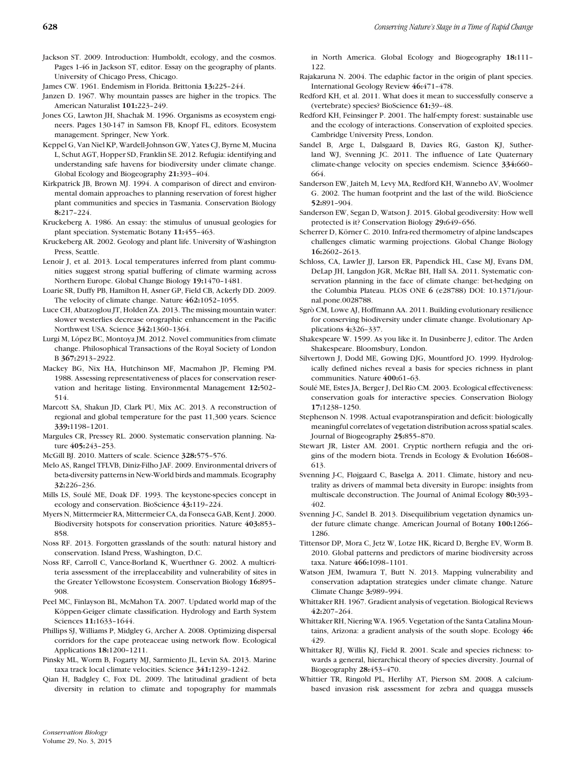Jackson ST. 2009. Introduction: Humboldt, ecology, and the cosmos. Pages 1-46 in Jackson ST, editor. Essay on the geography of plants. University of Chicago Press, Chicago.

James CW. 1961. Endemism in Florida. Brittonia **13:**225–244.

Janzen D. 1967. Why mountain passes are higher in the tropics. The American Naturalist **101:**223–249.

Jones CG, Lawton JH, Shachak M. 1996. Organisms as ecosystem engineers. Pages 130-147 in Samson FB, Knopf FL, editors. Ecosystem management. Springer, New York.

Keppel G, Van Niel KP, Wardell-Johnson GW, Yates CJ, Byrne M, Mucina L, Schut AGT, Hopper SD, Franklin SE. 2012. Refugia: identifying and understanding safe havens for biodiversity under climate change. Global Ecology and Biogeography **21:**393–404.

Kirkpatrick JB, Brown MJ. 1994. A comparison of direct and environmental domain approaches to planning reservation of forest higher plant communities and species in Tasmania. Conservation Biology **8:**217–224.

Kruckeberg A. 1986. An essay: the stimulus of unusual geologies for plant speciation. Systematic Botany **11:**455–463.

Kruckeberg AR. 2002. Geology and plant life. University of Washington Press, Seattle.

Lenoir J, et al. 2013. Local temperatures inferred from plant communities suggest strong spatial buffering of climate warming across Northern Europe. Global Change Biology **19:**1470–1481.

Loarie SR, Duffy PB, Hamilton H, Asner GP, Field CB, Ackerly DD. 2009. The velocity of climate change. Nature **462:**1052–1055.

Luce CH, Abatzoglou JT, Holden ZA. 2013. The missing mountain water: slower westerlies decrease orographic enhancement in the Pacific Northwest USA. Science **342:**1360–1364.

Lurgi M, López BC, Montoya JM. 2012. Novel communities from climate change. Philosophical Transactions of the Royal Society of London B **367:**2913–2922.

Mackey BG, Nix HA, Hutchinson MF, Macmahon JP, Fleming PM. 1988. Assessing representativeness of places for conservation reservation and heritage listing. Environmental Management **12:**502–514.

Marcott SA, Shakun JD, Clark PU, Mix AC. 2013. A reconstruction of regional and global temperature for the past 11,300 years. Science **339:**1198–1201.

Margules CR, Pressey RL. 2000. Systematic conservation planning. Nature **405:**243–253.

McGill BJ. 2010. Matters of scale. Science **328:**575–576.

Melo AS, Rangel TFLVB, Diniz-Filho JAF. 2009. Environmental drivers of beta-diversity patterns in New-World birds and mammals. Ecography **32:**226–236.

Mills LS, Soulé ME, Doak DF. 1993. The keystone-species concept in ecology and conservation. BioScience **43:**119–224.

Myers N, Mittermeier RA, Mittermeier CA, da Fonseca GAB, Kent J. 2000. Biodiversity hotspots for conservation priorities. Nature **403:**853–858.

Noss RF. 2013. Forgotten grasslands of the south: natural history and conservation. Island Press, Washington, D.C.

Noss RF, Carroll C, Vance-Borland K, Wuerthner G. 2002. A multicriteria assessment of the irreplaceability and vulnerability of sites in the Greater Yellowstone Ecosystem. Conservation Biology **16:**895–908.

Peel MC, Finlayson BL, McMahon TA. 2007. Updated world map of the Köppen-Geiger climate classification. Hydrology and Earth System Sciences **11:**1633–1644.

Phillips SJ, Williams P, Midgley G, Archer A. 2008. Optimizing dispersal corridors for the cape proteaceae using network flow. Ecological Applications **18:**1200–1211.

Pinsky ML, Worm B, Fogarty MJ, Sarmiento JL, Levin SA. 2013. Marine taxa track local climate velocities. Science **341:**1239–1242.

Qian H, Badgley C, Fox DL. 2009. The latitudinal gradient of beta diversity in relation to climate and topography for mammals in North America. Global Ecology and Biogeography **18:**111–122.

Rajakaruna N. 2004. The edaphic factor in the origin of plant species. International Geology Review **46:**471–478.

Redford KH, et al. 2011. What does it mean to successfully conserve a (vertebrate) species? BioScience **61:**39–48.

Redford KH, Feinsinger P. 2001. The half-empty forest: sustainable use and the ecology of interactions. Conservation of exploited species. Cambridge University Press, London.

Sandel B, Arge L, Dalsgaard B, Davies RG, Gaston KJ, Sutherland WJ, Svenning JC. 2011. The influence of Late Quaternary climate-change velocity on species endemism. Science **334:**660–664.

Sanderson EW, Jaiteh M, Levy MA, Redford KH, Wannebo AV, Woolmer G. 2002. The human footprint and the last of the wild. BioScience **52:**891–904.

Sanderson EW, Segan D, Watson J. 2015. Global geodiversity: How well protected is it? Conservation Biology **29:**649–656.

Scherrer D, Körner C. 2010. Infra-red thermometry of alpine landscapes challenges climatic warming projections. Global Change Biology **16:**2602–2613.

Schloss, CA, Lawler JJ, Larson ER, Papendick HL, Case MJ, Evans DM, DeLap JH, Langdon JGR, McRae BH, Hall SA. 2011. Systematic conservation planning in the face of climate change: bet-hedging on the Columbia Plateau. PLOS ONE **6** (e28788) DOI: 10.1371/journal.pone.0028788.

Sgrò CM, Lowe AJ, Hoffmann AA. 2011. Building evolutionary resilience for conserving biodiversity under climate change. Evolutionary Applications **4:**326–337.

Shakespeare W. 1599. As you like it. In Dusinberre J, editor. The Arden Shakespeare. Bloomsbury, London.

Silvertown J, Dodd ME, Gowing DJG, Mountford JO. 1999. Hydrologically defined niches reveal a basis for species richness in plant communities. Nature **400:**61–63.

Soulé ME, Estes JA, Berger J, Del Rio CM. 2003. Ecological effectiveness: conservation goals for interactive species. Conservation Biology **17:**1238–1250.

Stephenson N. 1998. Actual evapotranspiration and deficit: biologically meaningful correlates of vegetation distribution across spatial scales. Journal of Biogeography **25:**855–870.

Stewart JR, Lister AM. 2001. Cryptic northern refugia and the origins of the modern biota. Trends in Ecology & Evolution **16:**608–613.

Svenning J-C, Fløjgaard C, Baselga A. 2011. Climate, history and neutrality as drivers of mammal beta diversity in Europe: insights from multiscale deconstruction. The Journal of Animal Ecology **80:**393–402.

Svenning J-C, Sandel B. 2013. Disequilibrium vegetation dynamics under future climate change. American Journal of Botany **100:**1266–1286.

Tittensor DP, Mora C, Jetz W, Lotze HK, Ricard D, Berghe EV, Worm B. 2010. Global patterns and predictors of marine biodiversity across taxa. Nature **466:**1098–1101.

Watson JEM, Iwamura T, Butt N. 2013. Mapping vulnerability and conservation adaptation strategies under climate change. Nature Climate Change **3:**989–994.

Whittaker RH. 1967. Gradient analysis of vegetation. Biological Reviews **42:**207–264.

Whittaker RH, Niering WA. 1965. Vegetation of the Santa Catalina Mountains, Arizona: a gradient analysis of the south slope. Ecology **46:** 429.

Whittaker RJ, Willis KJ, Field R. 2001. Scale and species richness: towards a general, hierarchical theory of species diversity. Journal of Biogeography **28:**453–470.

Whittier TR, Ringold PL, Herlihy AT, Pierson SM. 2008. A calcium-based invasion risk assessment for zebra and quagga mussels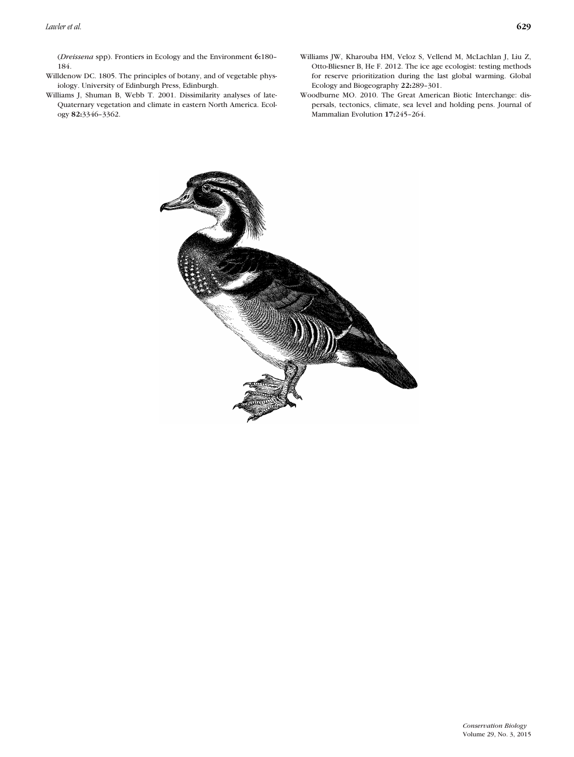(*Dreissena* spp). Frontiers in Ecology and the Environment **6:**180–184.

Willdenow DC. 1805. The principles of botany, and of vegetable physiology. University of Edinburgh Press, Edinburgh.

Williams J, Shuman B, Webb T. 2001. Dissimilarity analyses of late-Quaternary vegetation and climate in eastern North America. Ecology **82:**3346–3362.

Williams JW, Kharouba HM, Veloz S, Vellend M, McLachlan J, Liu Z, Otto-Bliesner B, He F. 2012. The ice age ecologist: testing methods for reserve prioritization during the last global warming. Global Ecology and Biogeography **22:**289–301.

Woodburne MO. 2010. The Great American Biotic Interchange: dispersals, tectonics, climate, sea level and holding pens. Journal of Mammalian Evolution **17:**245–264.